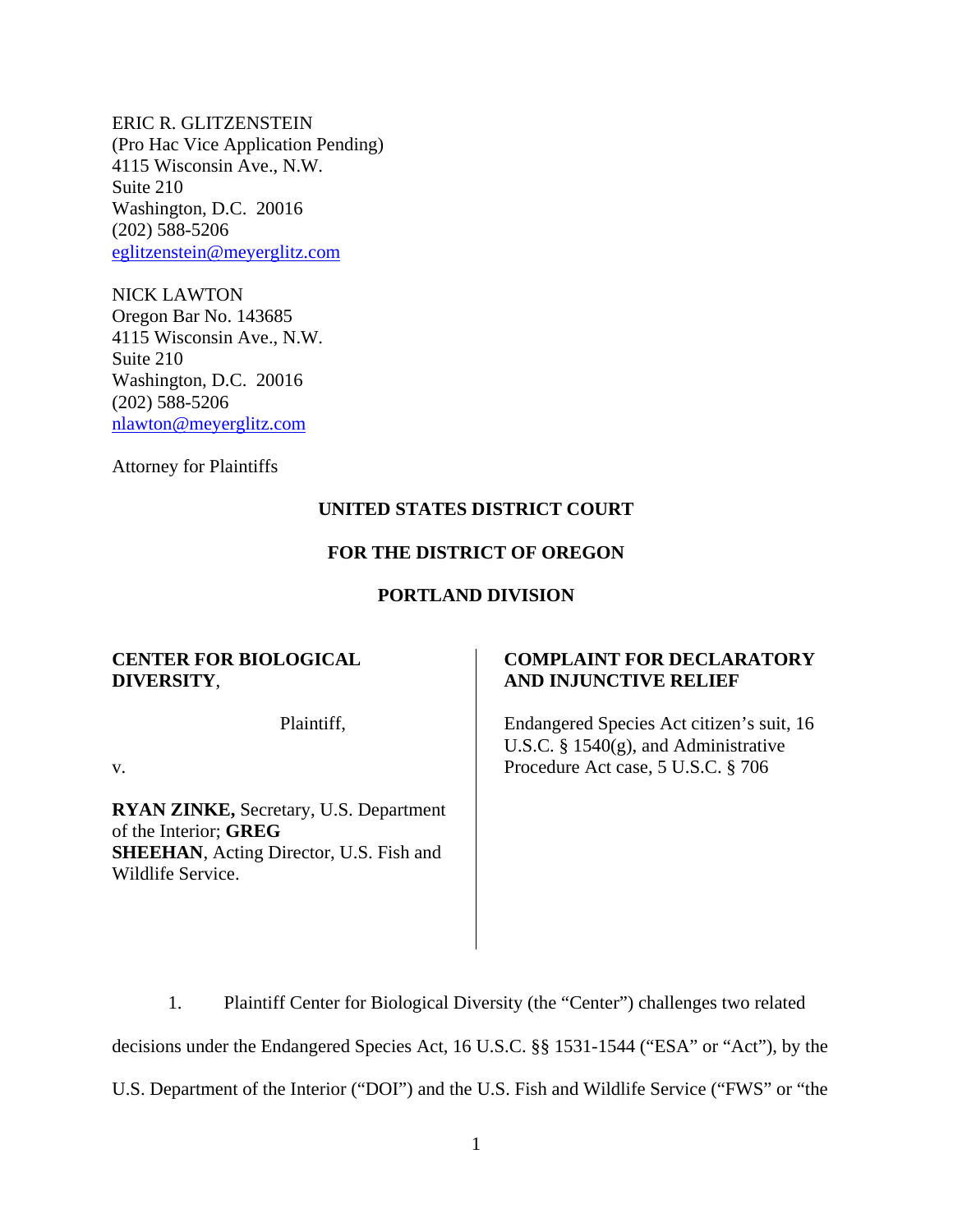ERIC R. GLITZENSTEIN
(Pro Hac Vice Application Pending)
4115 Wisconsin Ave., N.W.
Suite 210
Washington, D.C. 20016
(202) 588-5206
eglitzenstein@meyerglitz.com

NICK LAWTON
Oregon Bar No. 143685
4115 Wisconsin Ave., N.W.
Suite 210
Washington, D.C. 20016
(202) 588-5206
nlawton@meyerglitz.com

Attorney for Plaintiffs

**UNITED STATES DISTRICT COURT**

**FOR THE DISTRICT OF OREGON**

**PORTLAND DIVISION**

**CENTER FOR BIOLOGICAL DIVERSITY**,

Plaintiff,

v.

**RYAN ZINKE,** Secretary, U.S. Department of the Interior; **GREG SHEEHAN**, Acting Director, U.S. Fish and Wildlife Service.

**COMPLAINT FOR DECLARATORY AND INJUNCTIVE RELIEF**

Endangered Species Act citizen's suit, 16 U.S.C. § 1540(g), and Administrative Procedure Act case, 5 U.S.C. § 706

1. Plaintiff Center for Biological Diversity (the "Center") challenges two related decisions under the Endangered Species Act, 16 U.S.C. §§ 1531-1544 ("ESA" or "Act"), by the U.S. Department of the Interior ("DOI") and the U.S. Fish and Wildlife Service ("FWS" or "the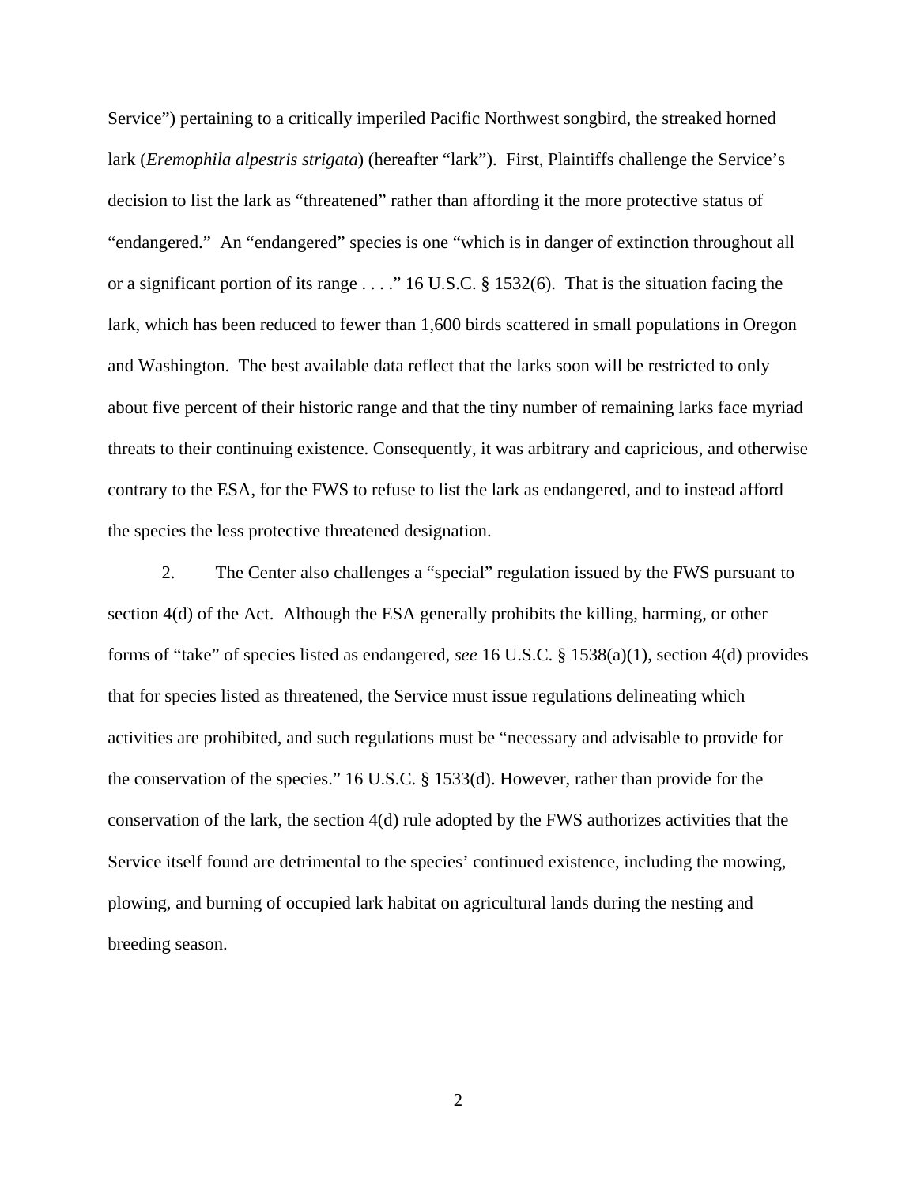Service") pertaining to a critically imperiled Pacific Northwest songbird, the streaked horned lark (*Eremophila alpestris strigata*) (hereafter "lark"). First, Plaintiffs challenge the Service's decision to list the lark as "threatened" rather than affording it the more protective status of "endangered." An "endangered" species is one "which is in danger of extinction throughout all or a significant portion of its range . . . ." 16 U.S.C. § 1532(6). That is the situation facing the lark, which has been reduced to fewer than 1,600 birds scattered in small populations in Oregon and Washington. The best available data reflect that the larks soon will be restricted to only about five percent of their historic range and that the tiny number of remaining larks face myriad threats to their continuing existence. Consequently, it was arbitrary and capricious, and otherwise contrary to the ESA, for the FWS to refuse to list the lark as endangered, and to instead afford the species the less protective threatened designation.

2. The Center also challenges a "special" regulation issued by the FWS pursuant to section 4(d) of the Act. Although the ESA generally prohibits the killing, harming, or other forms of "take" of species listed as endangered, *see* 16 U.S.C. § 1538(a)(1), section 4(d) provides that for species listed as threatened, the Service must issue regulations delineating which activities are prohibited, and such regulations must be "necessary and advisable to provide for the conservation of the species." 16 U.S.C. § 1533(d). However, rather than provide for the conservation of the lark, the section 4(d) rule adopted by the FWS authorizes activities that the Service itself found are detrimental to the species' continued existence, including the mowing, plowing, and burning of occupied lark habitat on agricultural lands during the nesting and breeding season.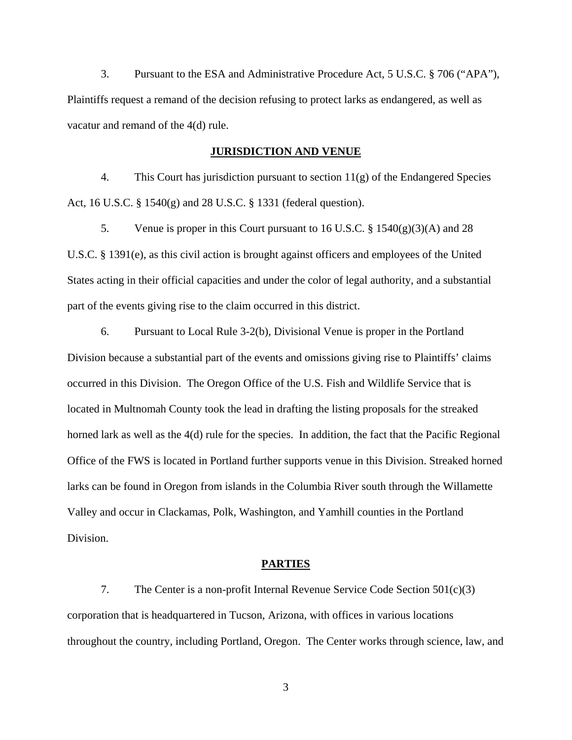3. Pursuant to the ESA and Administrative Procedure Act, 5 U.S.C. § 706 ("APA"), Plaintiffs request a remand of the decision refusing to protect larks as endangered, as well as vacatur and remand of the 4(d) rule.

## JURISDICTION AND VENUE

4. This Court has jurisdiction pursuant to section 11(g) of the Endangered Species Act, 16 U.S.C. § 1540(g) and 28 U.S.C. § 1331 (federal question).

5. Venue is proper in this Court pursuant to 16 U.S.C. § 1540(g)(3)(A) and 28 U.S.C. § 1391(e), as this civil action is brought against officers and employees of the United States acting in their official capacities and under the color of legal authority, and a substantial part of the events giving rise to the claim occurred in this district.

6. Pursuant to Local Rule 3-2(b), Divisional Venue is proper in the Portland Division because a substantial part of the events and omissions giving rise to Plaintiffs' claims occurred in this Division. The Oregon Office of the U.S. Fish and Wildlife Service that is located in Multnomah County took the lead in drafting the listing proposals for the streaked horned lark as well as the 4(d) rule for the species. In addition, the fact that the Pacific Regional Office of the FWS is located in Portland further supports venue in this Division. Streaked horned larks can be found in Oregon from islands in the Columbia River south through the Willamette Valley and occur in Clackamas, Polk, Washington, and Yamhill counties in the Portland Division.

## PARTIES

7. The Center is a non-profit Internal Revenue Service Code Section 501(c)(3) corporation that is headquartered in Tucson, Arizona, with offices in various locations throughout the country, including Portland, Oregon. The Center works through science, law, and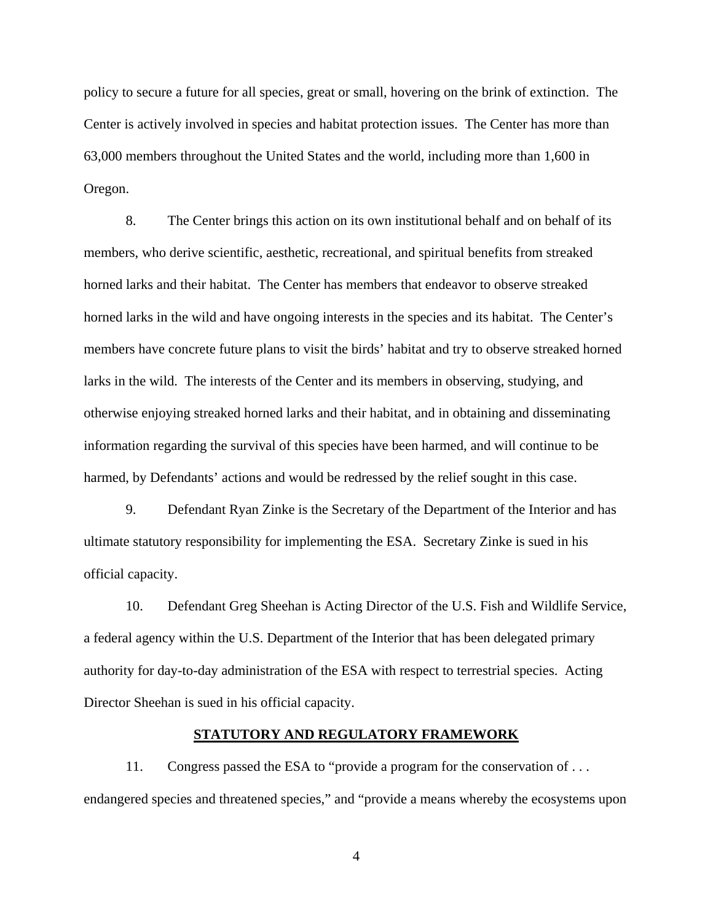policy to secure a future for all species, great or small, hovering on the brink of extinction. The Center is actively involved in species and habitat protection issues. The Center has more than 63,000 members throughout the United States and the world, including more than 1,600 in Oregon.

8. The Center brings this action on its own institutional behalf and on behalf of its members, who derive scientific, aesthetic, recreational, and spiritual benefits from streaked horned larks and their habitat. The Center has members that endeavor to observe streaked horned larks in the wild and have ongoing interests in the species and its habitat. The Center's members have concrete future plans to visit the birds' habitat and try to observe streaked horned larks in the wild. The interests of the Center and its members in observing, studying, and otherwise enjoying streaked horned larks and their habitat, and in obtaining and disseminating information regarding the survival of this species have been harmed, and will continue to be harmed, by Defendants' actions and would be redressed by the relief sought in this case.

9. Defendant Ryan Zinke is the Secretary of the Department of the Interior and has ultimate statutory responsibility for implementing the ESA. Secretary Zinke is sued in his official capacity.

10. Defendant Greg Sheehan is Acting Director of the U.S. Fish and Wildlife Service, a federal agency within the U.S. Department of the Interior that has been delegated primary authority for day-to-day administration of the ESA with respect to terrestrial species. Acting Director Sheehan is sued in his official capacity.

## STATUTORY AND REGULATORY FRAMEWORK

11. Congress passed the ESA to "provide a program for the conservation of . . . endangered species and threatened species," and "provide a means whereby the ecosystems upon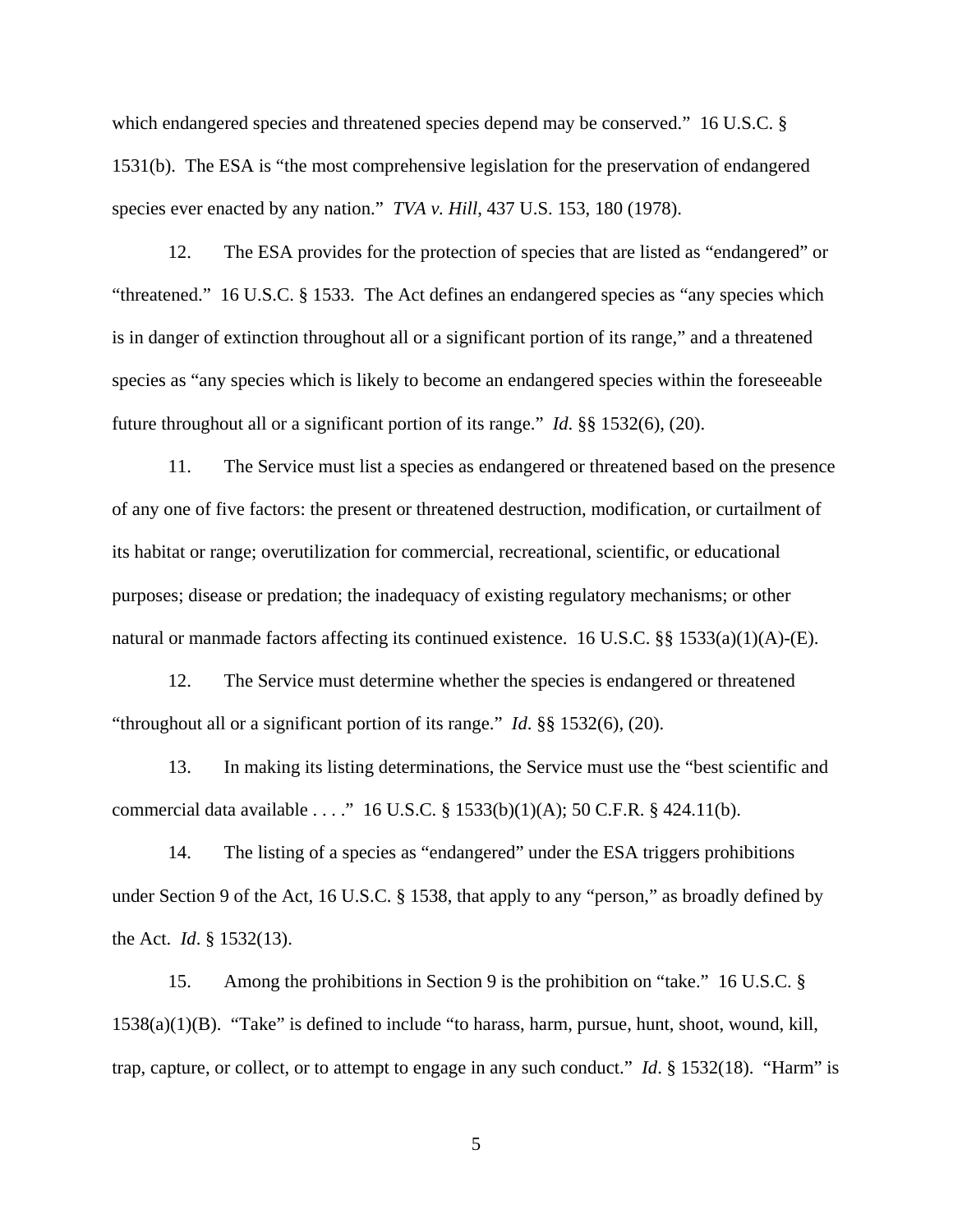which endangered species and threatened species depend may be conserved." 16 U.S.C. § 1531(b). The ESA is "the most comprehensive legislation for the preservation of endangered species ever enacted by any nation." *TVA v. Hill*, 437 U.S. 153, 180 (1978).

12. The ESA provides for the protection of species that are listed as "endangered" or "threatened." 16 U.S.C. § 1533. The Act defines an endangered species as "any species which is in danger of extinction throughout all or a significant portion of its range," and a threatened species as "any species which is likely to become an endangered species within the foreseeable future throughout all or a significant portion of its range." *Id*. §§ 1532(6), (20).

11. The Service must list a species as endangered or threatened based on the presence of any one of five factors: the present or threatened destruction, modification, or curtailment of its habitat or range; overutilization for commercial, recreational, scientific, or educational purposes; disease or predation; the inadequacy of existing regulatory mechanisms; or other natural or manmade factors affecting its continued existence. 16 U.S.C. §§ 1533(a)(1)(A)-(E).

12. The Service must determine whether the species is endangered or threatened "throughout all or a significant portion of its range." *Id*. §§ 1532(6), (20).

13. In making its listing determinations, the Service must use the "best scientific and commercial data available . . . ." 16 U.S.C. § 1533(b)(1)(A); 50 C.F.R. § 424.11(b).

14. The listing of a species as "endangered" under the ESA triggers prohibitions under Section 9 of the Act, 16 U.S.C. § 1538, that apply to any "person," as broadly defined by the Act. *Id*. § 1532(13).

15. Among the prohibitions in Section 9 is the prohibition on "take." 16 U.S.C. § 1538(a)(1)(B). "Take" is defined to include "to harass, harm, pursue, hunt, shoot, wound, kill, trap, capture, or collect, or to attempt to engage in any such conduct." *Id*. § 1532(18). "Harm" is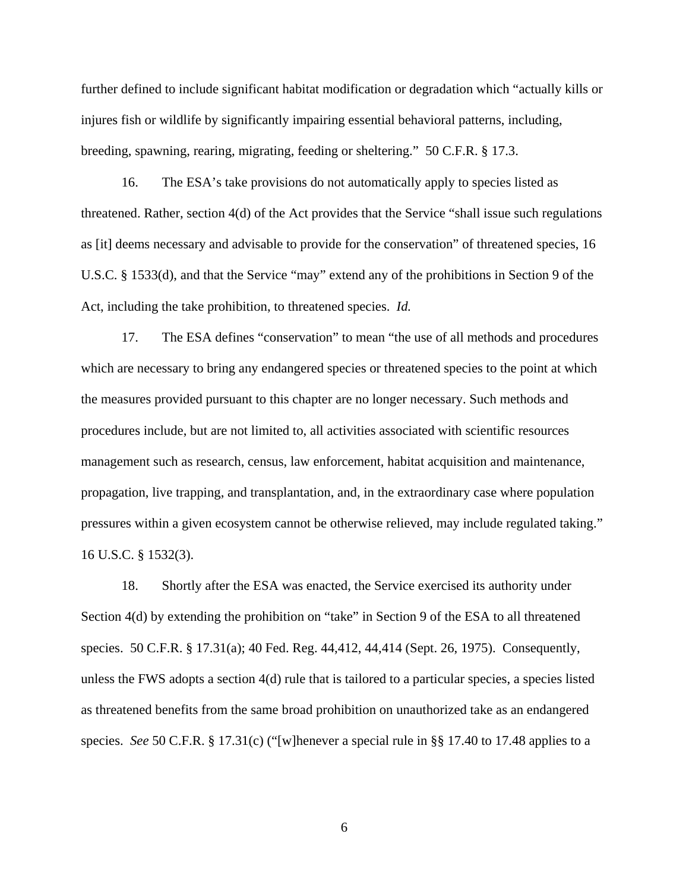further defined to include significant habitat modification or degradation which "actually kills or injures fish or wildlife by significantly impairing essential behavioral patterns, including, breeding, spawning, rearing, migrating, feeding or sheltering." 50 C.F.R. § 17.3.

16. The ESA's take provisions do not automatically apply to species listed as threatened. Rather, section 4(d) of the Act provides that the Service "shall issue such regulations as [it] deems necessary and advisable to provide for the conservation" of threatened species, 16 U.S.C. § 1533(d), and that the Service "may" extend any of the prohibitions in Section 9 of the Act, including the take prohibition, to threatened species. *Id.*

17. The ESA defines "conservation" to mean "the use of all methods and procedures which are necessary to bring any endangered species or threatened species to the point at which the measures provided pursuant to this chapter are no longer necessary. Such methods and procedures include, but are not limited to, all activities associated with scientific resources management such as research, census, law enforcement, habitat acquisition and maintenance, propagation, live trapping, and transplantation, and, in the extraordinary case where population pressures within a given ecosystem cannot be otherwise relieved, may include regulated taking." 16 U.S.C. § 1532(3).

18. Shortly after the ESA was enacted, the Service exercised its authority under Section 4(d) by extending the prohibition on "take" in Section 9 of the ESA to all threatened species. 50 C.F.R. § 17.31(a); 40 Fed. Reg. 44,412, 44,414 (Sept. 26, 1975). Consequently, unless the FWS adopts a section 4(d) rule that is tailored to a particular species, a species listed as threatened benefits from the same broad prohibition on unauthorized take as an endangered species. *See* 50 C.F.R. § 17.31(c) ("[w]henever a special rule in §§ 17.40 to 17.48 applies to a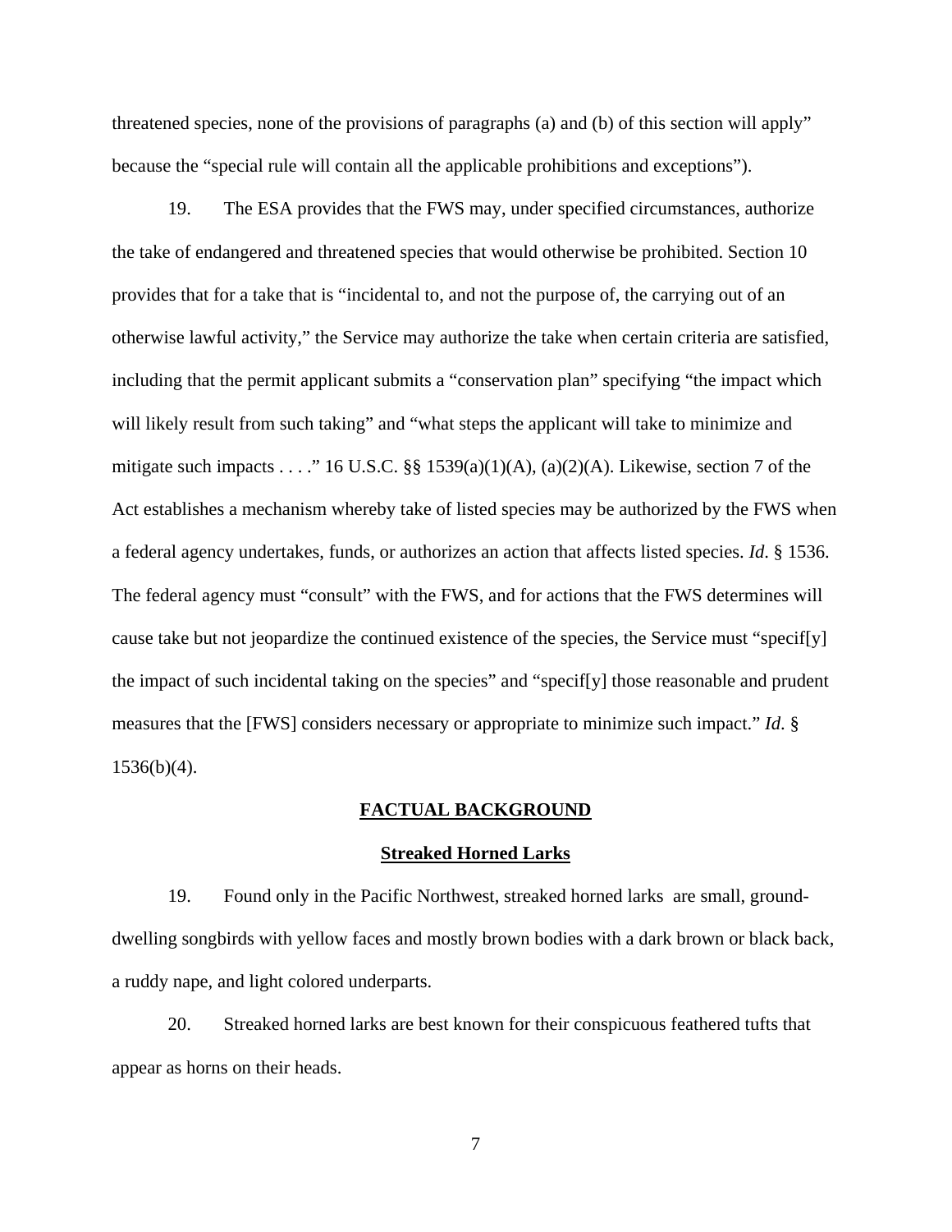threatened species, none of the provisions of paragraphs (a) and (b) of this section will apply" because the "special rule will contain all the applicable prohibitions and exceptions").

19. The ESA provides that the FWS may, under specified circumstances, authorize the take of endangered and threatened species that would otherwise be prohibited. Section 10 provides that for a take that is "incidental to, and not the purpose of, the carrying out of an otherwise lawful activity," the Service may authorize the take when certain criteria are satisfied, including that the permit applicant submits a "conservation plan" specifying "the impact which will likely result from such taking" and "what steps the applicant will take to minimize and mitigate such impacts . . . ." 16 U.S.C. §§ 1539(a)(1)(A), (a)(2)(A). Likewise, section 7 of the Act establishes a mechanism whereby take of listed species may be authorized by the FWS when a federal agency undertakes, funds, or authorizes an action that affects listed species. *Id*. § 1536. The federal agency must "consult" with the FWS, and for actions that the FWS determines will cause take but not jeopardize the continued existence of the species, the Service must "specif[y] the impact of such incidental taking on the species" and "specif[y] those reasonable and prudent measures that the [FWS] considers necessary or appropriate to minimize such impact." *Id*. § 1536(b)(4).

## **FACTUAL BACKGROUND**

### **Streaked Horned Larks**

19. Found only in the Pacific Northwest, streaked horned larks are small, ground-dwelling songbirds with yellow faces and mostly brown bodies with a dark brown or black back, a ruddy nape, and light colored underparts.

20. Streaked horned larks are best known for their conspicuous feathered tufts that appear as horns on their heads.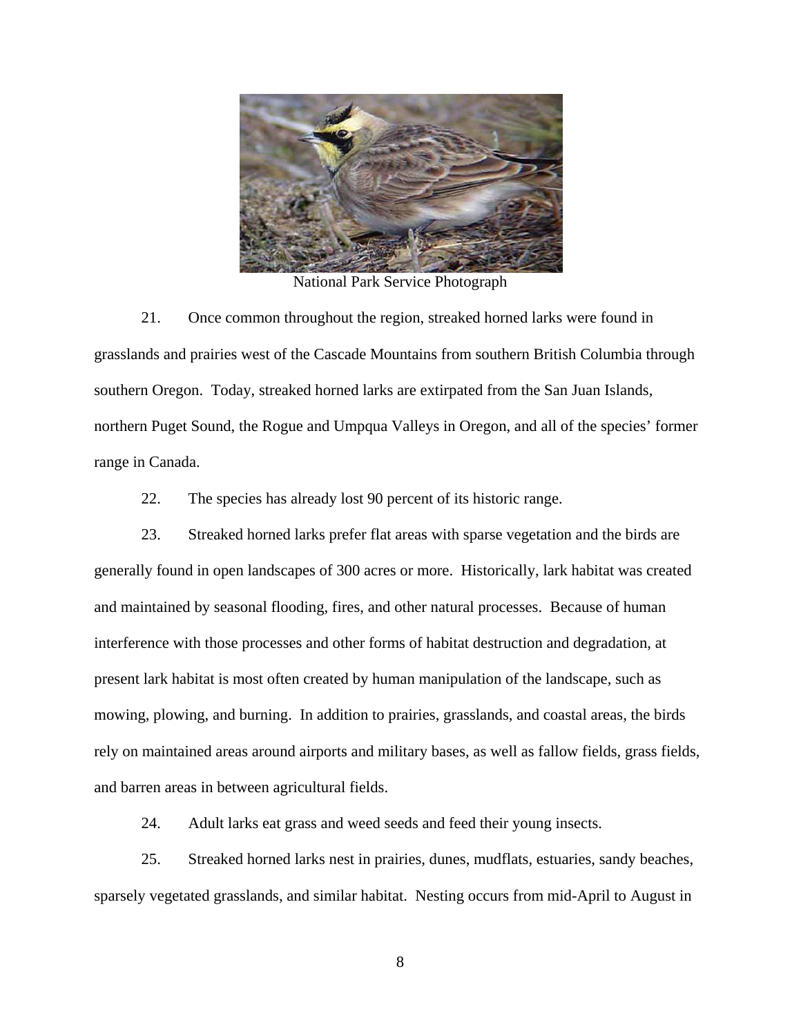National Park Service Photograph

21. Once common throughout the region, streaked horned larks were found in grasslands and prairies west of the Cascade Mountains from southern British Columbia through southern Oregon. Today, streaked horned larks are extirpated from the San Juan Islands, northern Puget Sound, the Rogue and Umpqua Valleys in Oregon, and all of the species' former range in Canada.

22. The species has already lost 90 percent of its historic range.

23. Streaked horned larks prefer flat areas with sparse vegetation and the birds are generally found in open landscapes of 300 acres or more. Historically, lark habitat was created and maintained by seasonal flooding, fires, and other natural processes. Because of human interference with those processes and other forms of habitat destruction and degradation, at present lark habitat is most often created by human manipulation of the landscape, such as mowing, plowing, and burning. In addition to prairies, grasslands, and coastal areas, the birds rely on maintained areas around airports and military bases, as well as fallow fields, grass fields, and barren areas in between agricultural fields.

24. Adult larks eat grass and weed seeds and feed their young insects.

25. Streaked horned larks nest in prairies, dunes, mudflats, estuaries, sandy beaches, sparsely vegetated grasslands, and similar habitat. Nesting occurs from mid-April to August in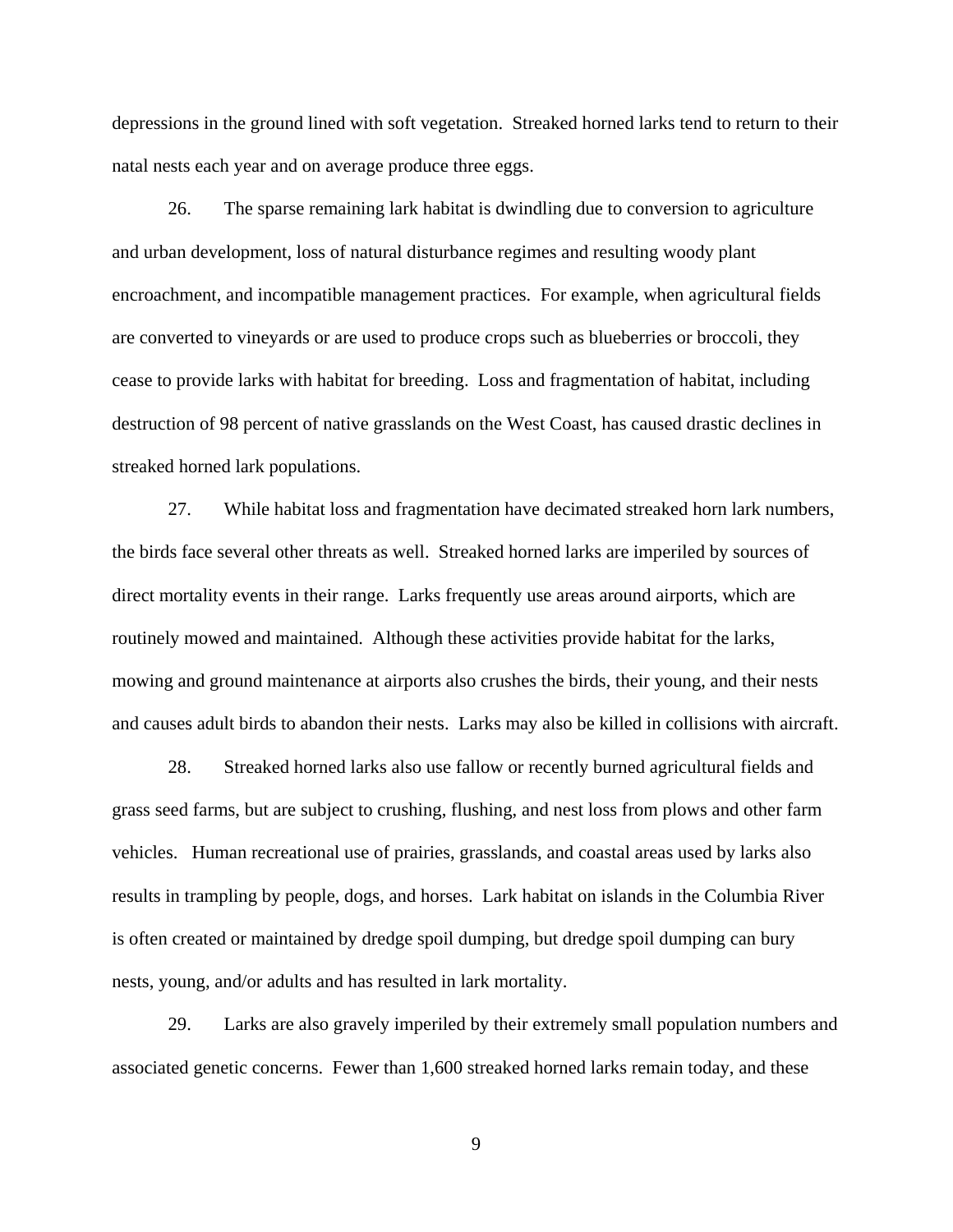depressions in the ground lined with soft vegetation. Streaked horned larks tend to return to their natal nests each year and on average produce three eggs.

26. The sparse remaining lark habitat is dwindling due to conversion to agriculture and urban development, loss of natural disturbance regimes and resulting woody plant encroachment, and incompatible management practices. For example, when agricultural fields are converted to vineyards or are used to produce crops such as blueberries or broccoli, they cease to provide larks with habitat for breeding. Loss and fragmentation of habitat, including destruction of 98 percent of native grasslands on the West Coast, has caused drastic declines in streaked horned lark populations.

27. While habitat loss and fragmentation have decimated streaked horn lark numbers, the birds face several other threats as well. Streaked horned larks are imperiled by sources of direct mortality events in their range. Larks frequently use areas around airports, which are routinely mowed and maintained. Although these activities provide habitat for the larks, mowing and ground maintenance at airports also crushes the birds, their young, and their nests and causes adult birds to abandon their nests. Larks may also be killed in collisions with aircraft.

28. Streaked horned larks also use fallow or recently burned agricultural fields and grass seed farms, but are subject to crushing, flushing, and nest loss from plows and other farm vehicles. Human recreational use of prairies, grasslands, and coastal areas used by larks also results in trampling by people, dogs, and horses. Lark habitat on islands in the Columbia River is often created or maintained by dredge spoil dumping, but dredge spoil dumping can bury nests, young, and/or adults and has resulted in lark mortality.

29. Larks are also gravely imperiled by their extremely small population numbers and associated genetic concerns. Fewer than 1,600 streaked horned larks remain today, and these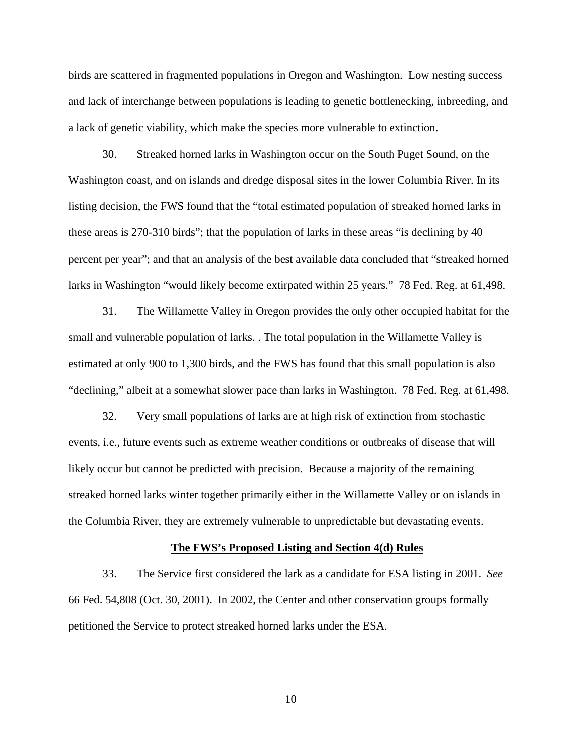birds are scattered in fragmented populations in Oregon and Washington. Low nesting success and lack of interchange between populations is leading to genetic bottlenecking, inbreeding, and a lack of genetic viability, which make the species more vulnerable to extinction.

30. Streaked horned larks in Washington occur on the South Puget Sound, on the Washington coast, and on islands and dredge disposal sites in the lower Columbia River. In its listing decision, the FWS found that the "total estimated population of streaked horned larks in these areas is 270-310 birds"; that the population of larks in these areas "is declining by 40 percent per year"; and that an analysis of the best available data concluded that "streaked horned larks in Washington "would likely become extirpated within 25 years." 78 Fed. Reg. at 61,498.

31. The Willamette Valley in Oregon provides the only other occupied habitat for the small and vulnerable population of larks. . The total population in the Willamette Valley is estimated at only 900 to 1,300 birds, and the FWS has found that this small population is also "declining," albeit at a somewhat slower pace than larks in Washington. 78 Fed. Reg. at 61,498.

32. Very small populations of larks are at high risk of extinction from stochastic events, i.e., future events such as extreme weather conditions or outbreaks of disease that will likely occur but cannot be predicted with precision. Because a majority of the remaining streaked horned larks winter together primarily either in the Willamette Valley or on islands in the Columbia River, they are extremely vulnerable to unpredictable but devastating events.

**The FWS's Proposed Listing and Section 4(d) Rules**

33. The Service first considered the lark as a candidate for ESA listing in 2001. *See* 66 Fed. 54,808 (Oct. 30, 2001). In 2002, the Center and other conservation groups formally petitioned the Service to protect streaked horned larks under the ESA.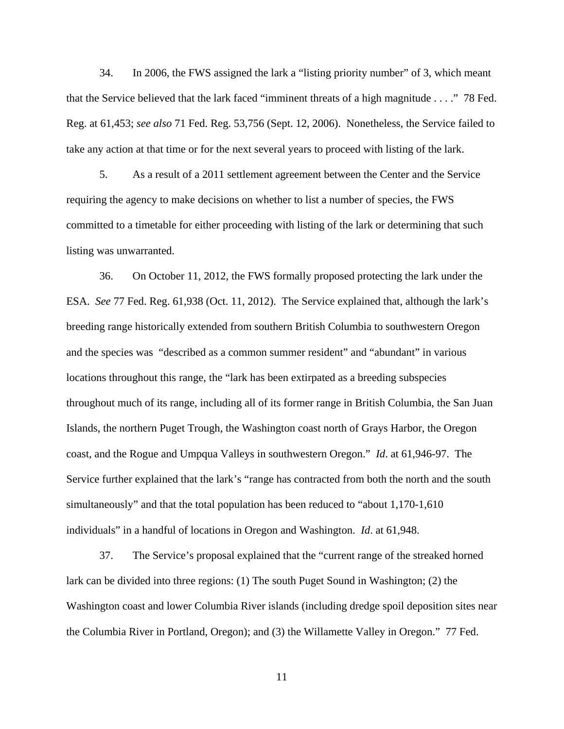34. In 2006, the FWS assigned the lark a "listing priority number" of 3, which meant that the Service believed that the lark faced "imminent threats of a high magnitude . . . ." 78 Fed. Reg. at 61,453; *see also* 71 Fed. Reg. 53,756 (Sept. 12, 2006). Nonetheless, the Service failed to take any action at that time or for the next several years to proceed with listing of the lark.

5. As a result of a 2011 settlement agreement between the Center and the Service requiring the agency to make decisions on whether to list a number of species, the FWS committed to a timetable for either proceeding with listing of the lark or determining that such listing was unwarranted.

36. On October 11, 2012, the FWS formally proposed protecting the lark under the ESA. *See* 77 Fed. Reg. 61,938 (Oct. 11, 2012). The Service explained that, although the lark's breeding range historically extended from southern British Columbia to southwestern Oregon and the species was "described as a common summer resident" and "abundant" in various locations throughout this range, the "lark has been extirpated as a breeding subspecies throughout much of its range, including all of its former range in British Columbia, the San Juan Islands, the northern Puget Trough, the Washington coast north of Grays Harbor, the Oregon coast, and the Rogue and Umpqua Valleys in southwestern Oregon." *Id*. at 61,946-97. The Service further explained that the lark's "range has contracted from both the north and the south simultaneously" and that the total population has been reduced to "about 1,170-1,610 individuals" in a handful of locations in Oregon and Washington. *Id*. at 61,948.

37. The Service's proposal explained that the "current range of the streaked horned lark can be divided into three regions: (1) The south Puget Sound in Washington; (2) the Washington coast and lower Columbia River islands (including dredge spoil deposition sites near the Columbia River in Portland, Oregon); and (3) the Willamette Valley in Oregon." 77 Fed.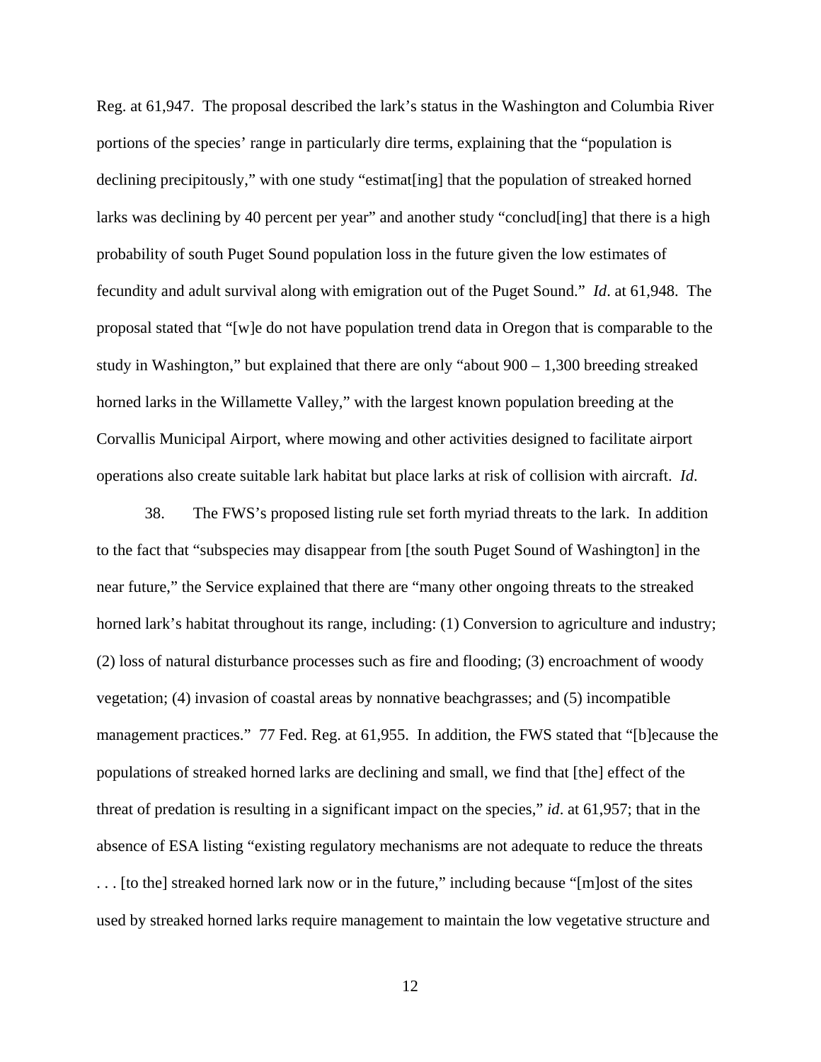Reg. at 61,947. The proposal described the lark's status in the Washington and Columbia River portions of the species' range in particularly dire terms, explaining that the "population is declining precipitously," with one study "estimat[ing] that the population of streaked horned larks was declining by 40 percent per year" and another study "conclud[ing] that there is a high probability of south Puget Sound population loss in the future given the low estimates of fecundity and adult survival along with emigration out of the Puget Sound." *Id*. at 61,948. The proposal stated that "[w]e do not have population trend data in Oregon that is comparable to the study in Washington," but explained that there are only "about 900 – 1,300 breeding streaked horned larks in the Willamette Valley," with the largest known population breeding at the Corvallis Municipal Airport, where mowing and other activities designed to facilitate airport operations also create suitable lark habitat but place larks at risk of collision with aircraft. *Id*.

38. The FWS's proposed listing rule set forth myriad threats to the lark. In addition to the fact that "subspecies may disappear from [the south Puget Sound of Washington] in the near future," the Service explained that there are "many other ongoing threats to the streaked horned lark's habitat throughout its range, including: (1) Conversion to agriculture and industry; (2) loss of natural disturbance processes such as fire and flooding; (3) encroachment of woody vegetation; (4) invasion of coastal areas by nonnative beachgrasses; and (5) incompatible management practices." 77 Fed. Reg. at 61,955. In addition, the FWS stated that "[b]ecause the populations of streaked horned larks are declining and small, we find that [the] effect of the threat of predation is resulting in a significant impact on the species," *id*. at 61,957; that in the absence of ESA listing "existing regulatory mechanisms are not adequate to reduce the threats . . . [to the] streaked horned lark now or in the future," including because "[m]ost of the sites used by streaked horned larks require management to maintain the low vegetative structure and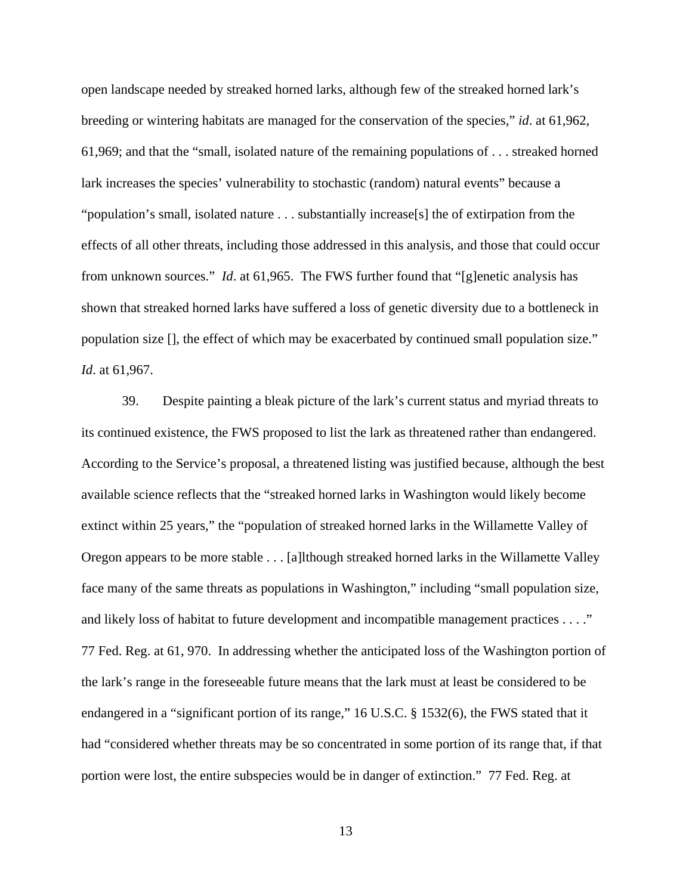open landscape needed by streaked horned larks, although few of the streaked horned lark's breeding or wintering habitats are managed for the conservation of the species," *id*. at 61,962, 61,969; and that the "small, isolated nature of the remaining populations of . . . streaked horned lark increases the species' vulnerability to stochastic (random) natural events" because a "population's small, isolated nature . . . substantially increase[s] the of extirpation from the effects of all other threats, including those addressed in this analysis, and those that could occur from unknown sources." *Id*. at 61,965. The FWS further found that "[g]enetic analysis has shown that streaked horned larks have suffered a loss of genetic diversity due to a bottleneck in population size [], the effect of which may be exacerbated by continued small population size." *Id*. at 61,967.

39. Despite painting a bleak picture of the lark's current status and myriad threats to its continued existence, the FWS proposed to list the lark as threatened rather than endangered. According to the Service's proposal, a threatened listing was justified because, although the best available science reflects that the "streaked horned larks in Washington would likely become extinct within 25 years," the "population of streaked horned larks in the Willamette Valley of Oregon appears to be more stable . . . [a]lthough streaked horned larks in the Willamette Valley face many of the same threats as populations in Washington," including "small population size, and likely loss of habitat to future development and incompatible management practices . . . ." 77 Fed. Reg. at 61, 970. In addressing whether the anticipated loss of the Washington portion of the lark's range in the foreseeable future means that the lark must at least be considered to be endangered in a "significant portion of its range," 16 U.S.C. § 1532(6), the FWS stated that it had "considered whether threats may be so concentrated in some portion of its range that, if that portion were lost, the entire subspecies would be in danger of extinction." 77 Fed. Reg. at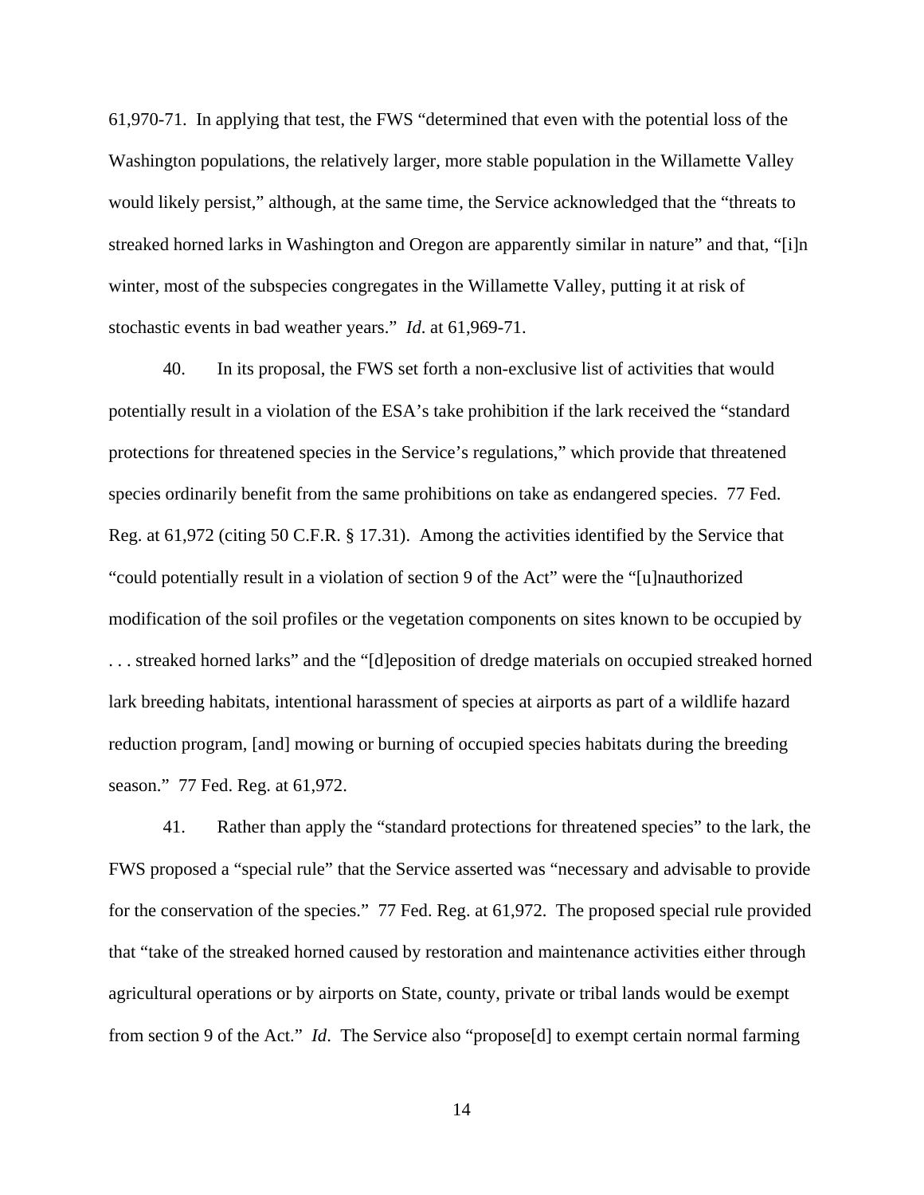61,970-71. In applying that test, the FWS "determined that even with the potential loss of the Washington populations, the relatively larger, more stable population in the Willamette Valley would likely persist," although, at the same time, the Service acknowledged that the "threats to streaked horned larks in Washington and Oregon are apparently similar in nature" and that, "[i]n winter, most of the subspecies congregates in the Willamette Valley, putting it at risk of stochastic events in bad weather years." *Id*. at 61,969-71.

40. In its proposal, the FWS set forth a non-exclusive list of activities that would potentially result in a violation of the ESA's take prohibition if the lark received the "standard protections for threatened species in the Service's regulations," which provide that threatened species ordinarily benefit from the same prohibitions on take as endangered species. 77 Fed. Reg. at 61,972 (citing 50 C.F.R. § 17.31). Among the activities identified by the Service that "could potentially result in a violation of section 9 of the Act" were the "[u]nauthorized modification of the soil profiles or the vegetation components on sites known to be occupied by . . . streaked horned larks" and the "[d]eposition of dredge materials on occupied streaked horned lark breeding habitats, intentional harassment of species at airports as part of a wildlife hazard reduction program, [and] mowing or burning of occupied species habitats during the breeding season." 77 Fed. Reg. at 61,972.

41. Rather than apply the "standard protections for threatened species" to the lark, the FWS proposed a "special rule" that the Service asserted was "necessary and advisable to provide for the conservation of the species." 77 Fed. Reg. at 61,972. The proposed special rule provided that "take of the streaked horned caused by restoration and maintenance activities either through agricultural operations or by airports on State, county, private or tribal lands would be exempt from section 9 of the Act." *Id*. The Service also "propose[d] to exempt certain normal farming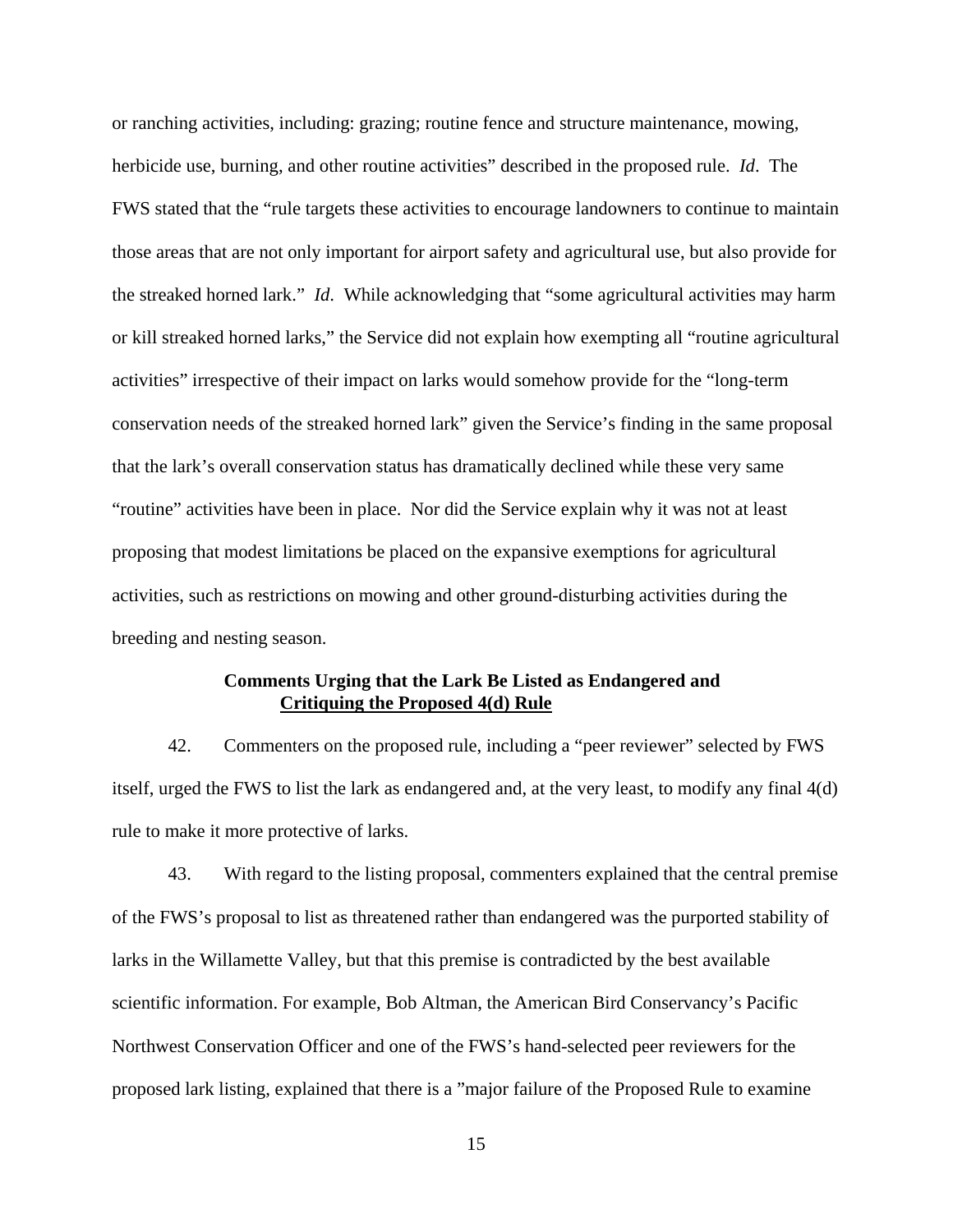or ranching activities, including: grazing; routine fence and structure maintenance, mowing, herbicide use, burning, and other routine activities" described in the proposed rule. *Id*. The FWS stated that the "rule targets these activities to encourage landowners to continue to maintain those areas that are not only important for airport safety and agricultural use, but also provide for the streaked horned lark." *Id*. While acknowledging that "some agricultural activities may harm or kill streaked horned larks," the Service did not explain how exempting all "routine agricultural activities" irrespective of their impact on larks would somehow provide for the "long-term conservation needs of the streaked horned lark" given the Service's finding in the same proposal that the lark's overall conservation status has dramatically declined while these very same "routine" activities have been in place. Nor did the Service explain why it was not at least proposing that modest limitations be placed on the expansive exemptions for agricultural activities, such as restrictions on mowing and other ground-disturbing activities during the breeding and nesting season.

**Comments Urging that the Lark Be Listed as Endangered and Critiquing the Proposed 4(d) Rule**

42. Commenters on the proposed rule, including a "peer reviewer" selected by FWS itself, urged the FWS to list the lark as endangered and, at the very least, to modify any final 4(d) rule to make it more protective of larks.

43. With regard to the listing proposal, commenters explained that the central premise of the FWS's proposal to list as threatened rather than endangered was the purported stability of larks in the Willamette Valley, but that this premise is contradicted by the best available scientific information. For example, Bob Altman, the American Bird Conservancy's Pacific Northwest Conservation Officer and one of the FWS's hand-selected peer reviewers for the proposed lark listing, explained that there is a "major failure of the Proposed Rule to examine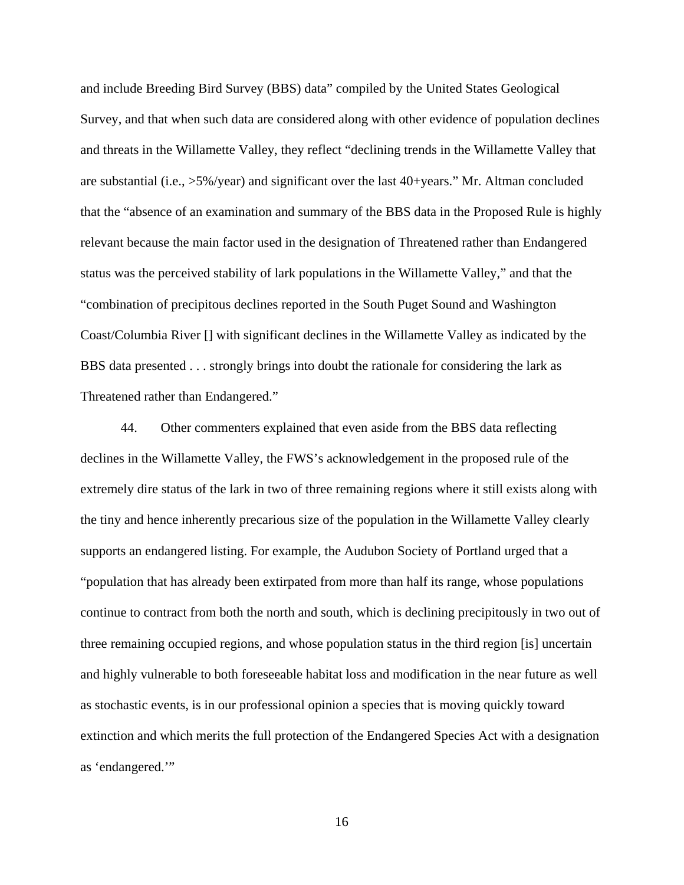and include Breeding Bird Survey (BBS) data" compiled by the United States Geological Survey, and that when such data are considered along with other evidence of population declines and threats in the Willamette Valley, they reflect "declining trends in the Willamette Valley that are substantial (i.e., >5%/year) and significant over the last 40+years." Mr. Altman concluded that the "absence of an examination and summary of the BBS data in the Proposed Rule is highly relevant because the main factor used in the designation of Threatened rather than Endangered status was the perceived stability of lark populations in the Willamette Valley," and that the "combination of precipitous declines reported in the South Puget Sound and Washington Coast/Columbia River [] with significant declines in the Willamette Valley as indicated by the BBS data presented . . . strongly brings into doubt the rationale for considering the lark as Threatened rather than Endangered."

44. Other commenters explained that even aside from the BBS data reflecting declines in the Willamette Valley, the FWS's acknowledgement in the proposed rule of the extremely dire status of the lark in two of three remaining regions where it still exists along with the tiny and hence inherently precarious size of the population in the Willamette Valley clearly supports an endangered listing. For example, the Audubon Society of Portland urged that a "population that has already been extirpated from more than half its range, whose populations continue to contract from both the north and south, which is declining precipitously in two out of three remaining occupied regions, and whose population status in the third region [is] uncertain and highly vulnerable to both foreseeable habitat loss and modification in the near future as well as stochastic events, is in our professional opinion a species that is moving quickly toward extinction and which merits the full protection of the Endangered Species Act with a designation as 'endangered.'"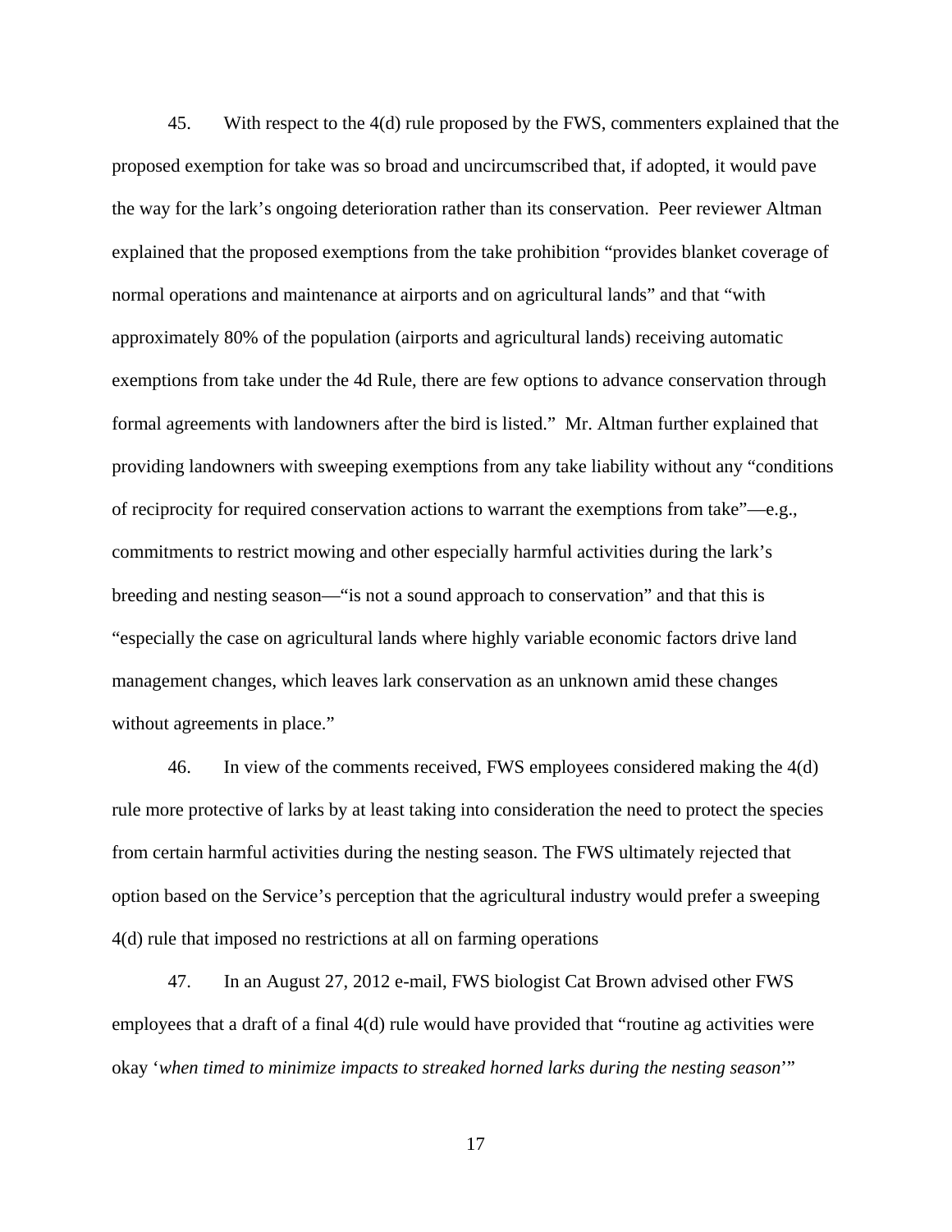45. With respect to the 4(d) rule proposed by the FWS, commenters explained that the proposed exemption for take was so broad and uncircumscribed that, if adopted, it would pave the way for the lark's ongoing deterioration rather than its conservation. Peer reviewer Altman explained that the proposed exemptions from the take prohibition "provides blanket coverage of normal operations and maintenance at airports and on agricultural lands" and that "with approximately 80% of the population (airports and agricultural lands) receiving automatic exemptions from take under the 4d Rule, there are few options to advance conservation through formal agreements with landowners after the bird is listed." Mr. Altman further explained that providing landowners with sweeping exemptions from any take liability without any "conditions of reciprocity for required conservation actions to warrant the exemptions from take"—e.g., commitments to restrict mowing and other especially harmful activities during the lark's breeding and nesting season—"is not a sound approach to conservation" and that this is "especially the case on agricultural lands where highly variable economic factors drive land management changes, which leaves lark conservation as an unknown amid these changes without agreements in place."

46. In view of the comments received, FWS employees considered making the 4(d) rule more protective of larks by at least taking into consideration the need to protect the species from certain harmful activities during the nesting season. The FWS ultimately rejected that option based on the Service's perception that the agricultural industry would prefer a sweeping 4(d) rule that imposed no restrictions at all on farming operations

47. In an August 27, 2012 e-mail, FWS biologist Cat Brown advised other FWS employees that a draft of a final 4(d) rule would have provided that "routine ag activities were okay '*when timed to minimize impacts to streaked horned larks during the nesting season*'"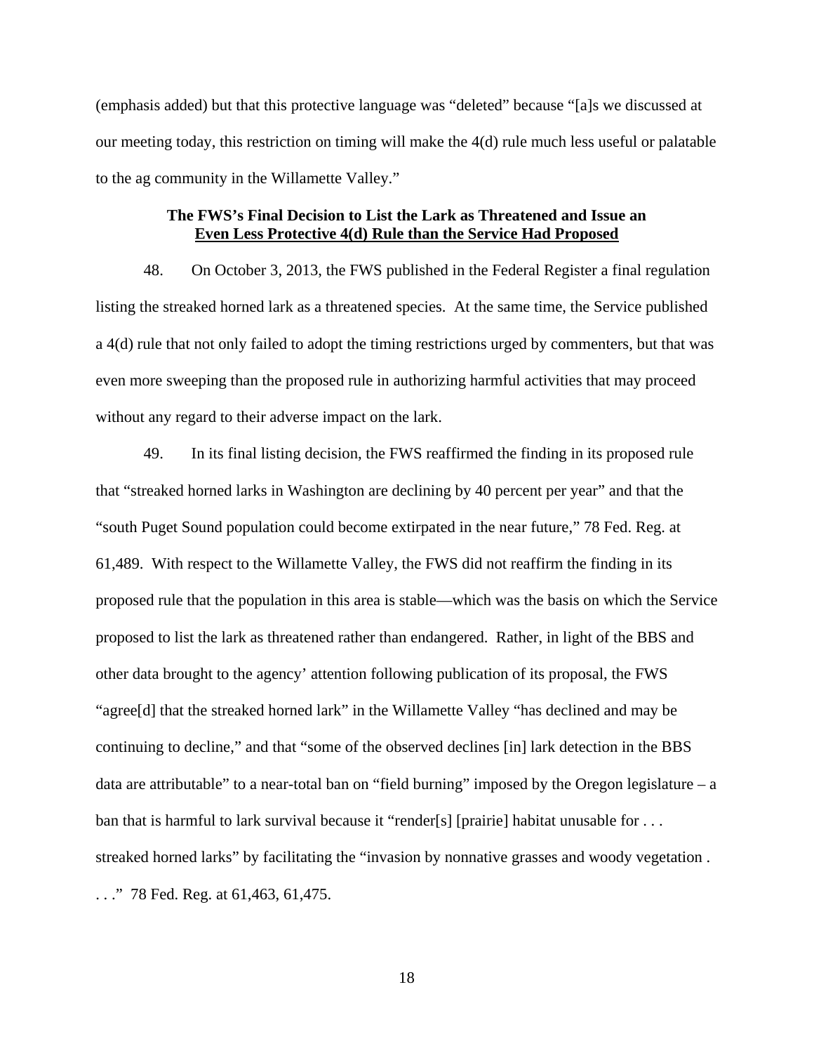(emphasis added) but that this protective language was "deleted" because "[a]s we discussed at our meeting today, this restriction on timing will make the 4(d) rule much less useful or palatable to the ag community in the Willamette Valley."

### **The FWS's Final Decision to List the Lark as Threatened and Issue an <u>Even Less Protective 4(d) Rule than the Service Had Proposed</u>**

48. On October 3, 2013, the FWS published in the Federal Register a final regulation listing the streaked horned lark as a threatened species. At the same time, the Service published a 4(d) rule that not only failed to adopt the timing restrictions urged by commenters, but that was even more sweeping than the proposed rule in authorizing harmful activities that may proceed without any regard to their adverse impact on the lark.

49. In its final listing decision, the FWS reaffirmed the finding in its proposed rule that "streaked horned larks in Washington are declining by 40 percent per year" and that the "south Puget Sound population could become extirpated in the near future," 78 Fed. Reg. at 61,489. With respect to the Willamette Valley, the FWS did not reaffirm the finding in its proposed rule that the population in this area is stable—which was the basis on which the Service proposed to list the lark as threatened rather than endangered. Rather, in light of the BBS and other data brought to the agency' attention following publication of its proposal, the FWS "agree[d] that the streaked horned lark" in the Willamette Valley "has declined and may be continuing to decline," and that "some of the observed declines [in] lark detection in the BBS data are attributable" to a near-total ban on "field burning" imposed by the Oregon legislature – a ban that is harmful to lark survival because it "render[s] [prairie] habitat unusable for . . . streaked horned larks" by facilitating the "invasion by nonnative grasses and woody vegetation . . . ." 78 Fed. Reg. at 61,463, 61,475.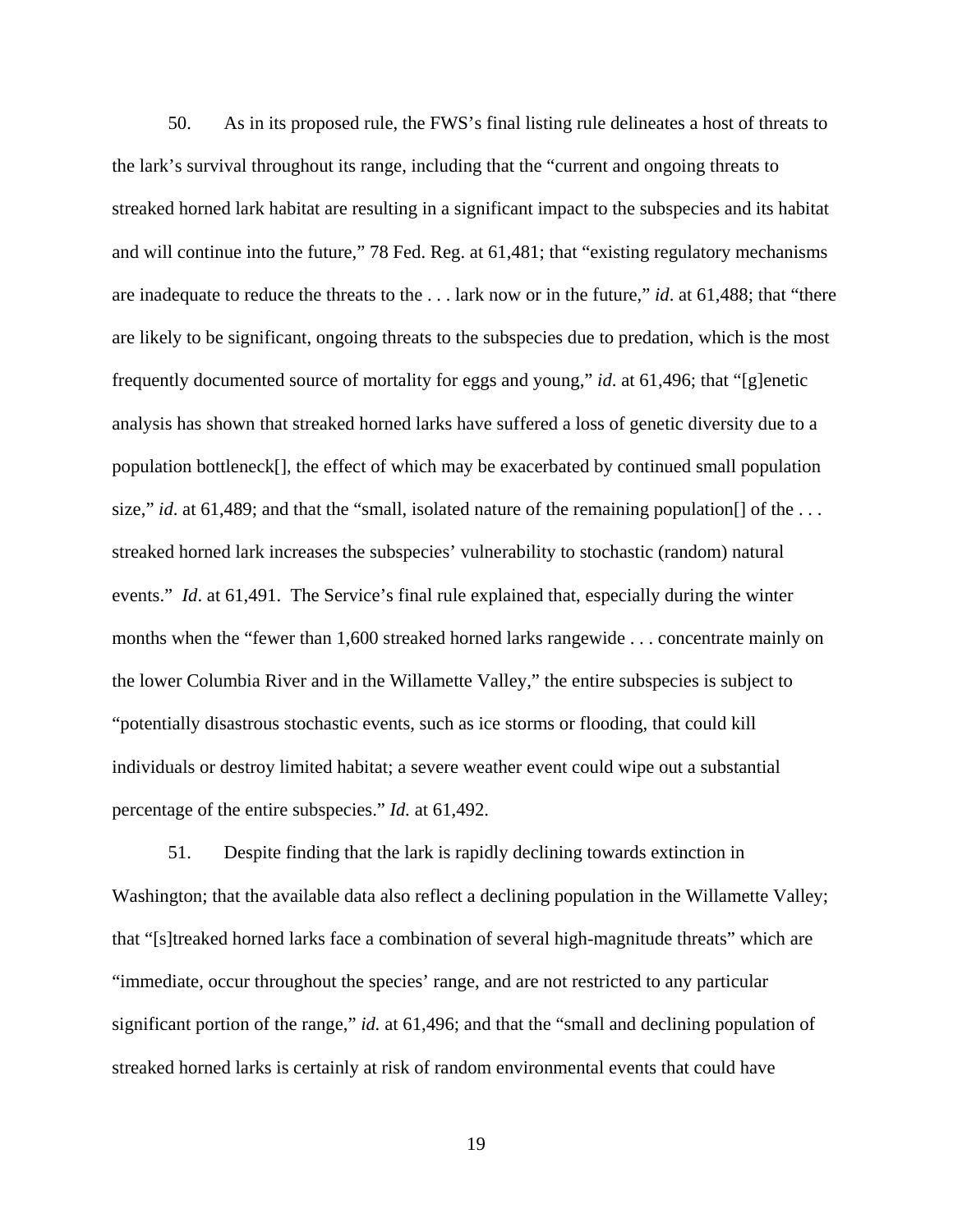50. As in its proposed rule, the FWS's final listing rule delineates a host of threats to the lark's survival throughout its range, including that the "current and ongoing threats to streaked horned lark habitat are resulting in a significant impact to the subspecies and its habitat and will continue into the future," 78 Fed. Reg. at 61,481; that "existing regulatory mechanisms are inadequate to reduce the threats to the . . . lark now or in the future," *id*. at 61,488; that "there are likely to be significant, ongoing threats to the subspecies due to predation, which is the most frequently documented source of mortality for eggs and young," *id*. at 61,496; that "[g]enetic analysis has shown that streaked horned larks have suffered a loss of genetic diversity due to a population bottleneck[], the effect of which may be exacerbated by continued small population size," *id*. at 61,489; and that the "small, isolated nature of the remaining population[] of the . . . streaked horned lark increases the subspecies' vulnerability to stochastic (random) natural events." *Id*. at 61,491. The Service's final rule explained that, especially during the winter months when the "fewer than 1,600 streaked horned larks rangewide . . . concentrate mainly on the lower Columbia River and in the Willamette Valley," the entire subspecies is subject to "potentially disastrous stochastic events, such as ice storms or flooding, that could kill individuals or destroy limited habitat; a severe weather event could wipe out a substantial percentage of the entire subspecies." *Id.* at 61,492.

51. Despite finding that the lark is rapidly declining towards extinction in Washington; that the available data also reflect a declining population in the Willamette Valley; that "[s]treaked horned larks face a combination of several high-magnitude threats" which are "immediate, occur throughout the species' range, and are not restricted to any particular significant portion of the range," *id.* at 61,496; and that the "small and declining population of streaked horned larks is certainly at risk of random environmental events that could have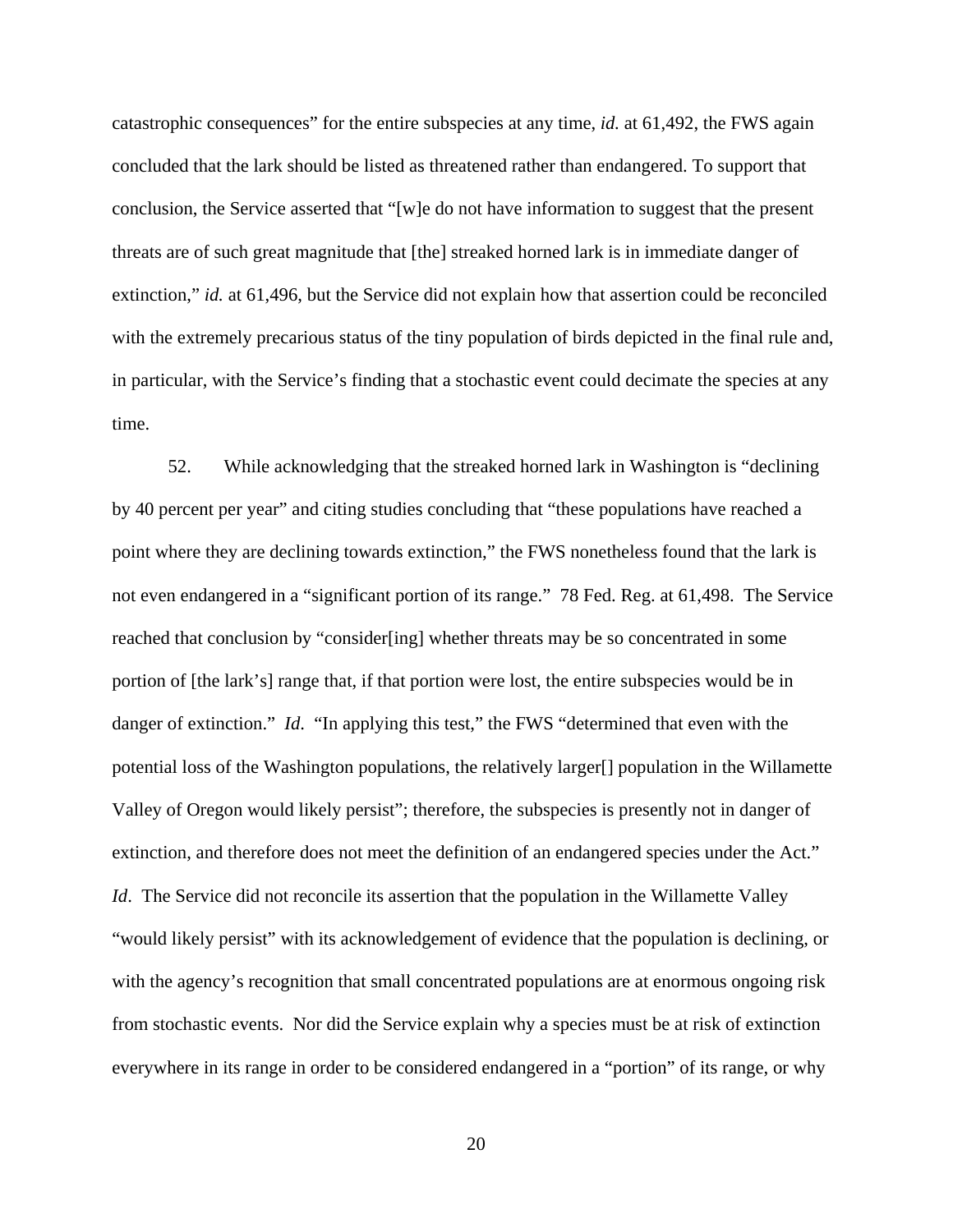catastrophic consequences" for the entire subspecies at any time, *id.* at 61,492, the FWS again concluded that the lark should be listed as threatened rather than endangered. To support that conclusion, the Service asserted that "[w]e do not have information to suggest that the present threats are of such great magnitude that [the] streaked horned lark is in immediate danger of extinction," *id.* at 61,496, but the Service did not explain how that assertion could be reconciled with the extremely precarious status of the tiny population of birds depicted in the final rule and, in particular, with the Service's finding that a stochastic event could decimate the species at any time.

52. While acknowledging that the streaked horned lark in Washington is "declining by 40 percent per year" and citing studies concluding that "these populations have reached a point where they are declining towards extinction," the FWS nonetheless found that the lark is not even endangered in a "significant portion of its range." 78 Fed. Reg. at 61,498. The Service reached that conclusion by "consider[ing] whether threats may be so concentrated in some portion of [the lark's] range that, if that portion were lost, the entire subspecies would be in danger of extinction." *Id*. "In applying this test," the FWS "determined that even with the potential loss of the Washington populations, the relatively larger[] population in the Willamette Valley of Oregon would likely persist"; therefore, the subspecies is presently not in danger of extinction, and therefore does not meet the definition of an endangered species under the Act." *Id*. The Service did not reconcile its assertion that the population in the Willamette Valley "would likely persist" with its acknowledgement of evidence that the population is declining, or with the agency's recognition that small concentrated populations are at enormous ongoing risk from stochastic events. Nor did the Service explain why a species must be at risk of extinction everywhere in its range in order to be considered endangered in a "portion" of its range, or why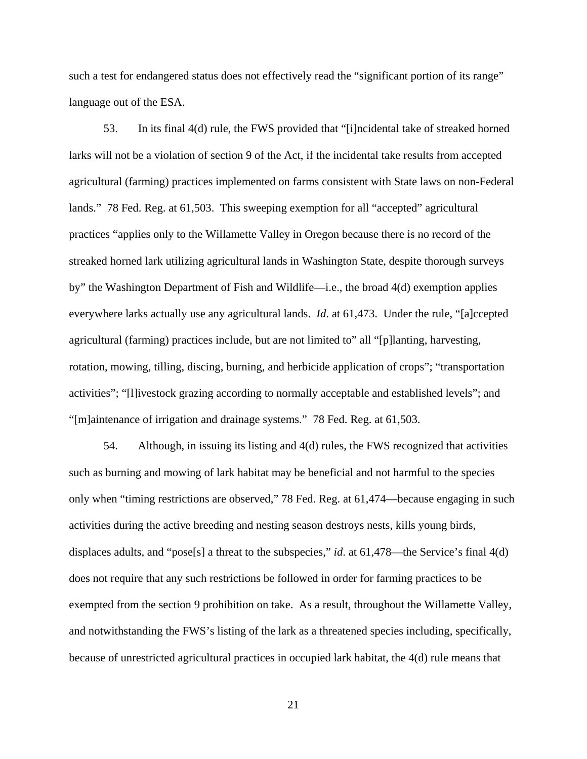such a test for endangered status does not effectively read the "significant portion of its range" language out of the ESA.

53. In its final 4(d) rule, the FWS provided that "[i]ncidental take of streaked horned larks will not be a violation of section 9 of the Act, if the incidental take results from accepted agricultural (farming) practices implemented on farms consistent with State laws on non-Federal lands." 78 Fed. Reg. at 61,503. This sweeping exemption for all "accepted" agricultural practices "applies only to the Willamette Valley in Oregon because there is no record of the streaked horned lark utilizing agricultural lands in Washington State, despite thorough surveys by" the Washington Department of Fish and Wildlife—i.e., the broad 4(d) exemption applies everywhere larks actually use any agricultural lands. *Id*. at 61,473. Under the rule, "[a]ccepted agricultural (farming) practices include, but are not limited to" all "[p]lanting, harvesting, rotation, mowing, tilling, discing, burning, and herbicide application of crops"; "transportation activities"; "[l]ivestock grazing according to normally acceptable and established levels"; and "[m]aintenance of irrigation and drainage systems." 78 Fed. Reg. at 61,503.

54. Although, in issuing its listing and 4(d) rules, the FWS recognized that activities such as burning and mowing of lark habitat may be beneficial and not harmful to the species only when "timing restrictions are observed," 78 Fed. Reg. at 61,474—because engaging in such activities during the active breeding and nesting season destroys nests, kills young birds, displaces adults, and "pose[s] a threat to the subspecies," *id*. at 61,478—the Service's final 4(d) does not require that any such restrictions be followed in order for farming practices to be exempted from the section 9 prohibition on take. As a result, throughout the Willamette Valley, and notwithstanding the FWS's listing of the lark as a threatened species including, specifically, because of unrestricted agricultural practices in occupied lark habitat, the 4(d) rule means that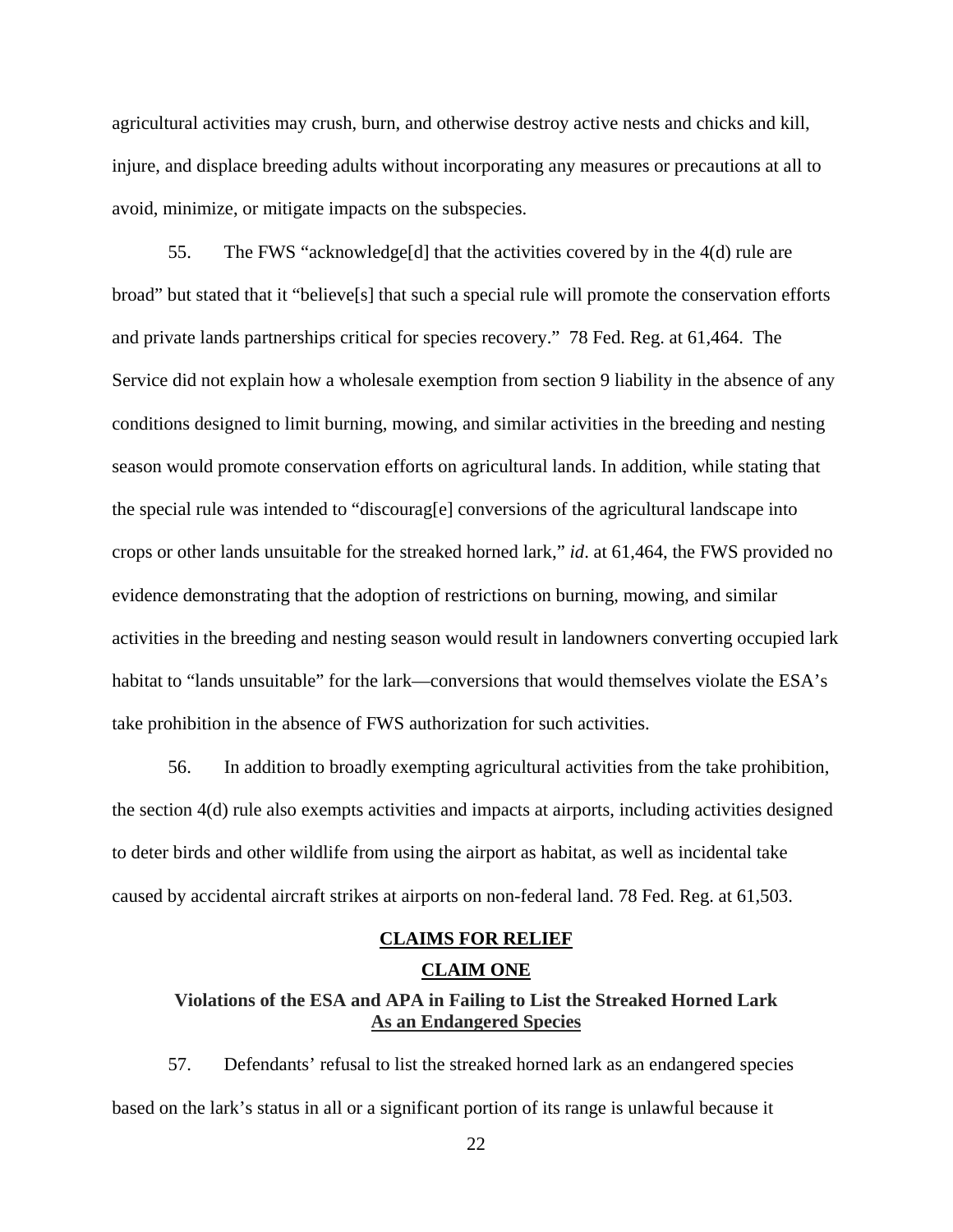agricultural activities may crush, burn, and otherwise destroy active nests and chicks and kill, injure, and displace breeding adults without incorporating any measures or precautions at all to avoid, minimize, or mitigate impacts on the subspecies.

55. The FWS "acknowledge[d] that the activities covered by in the 4(d) rule are broad" but stated that it "believe[s] that such a special rule will promote the conservation efforts and private lands partnerships critical for species recovery." 78 Fed. Reg. at 61,464. The Service did not explain how a wholesale exemption from section 9 liability in the absence of any conditions designed to limit burning, mowing, and similar activities in the breeding and nesting season would promote conservation efforts on agricultural lands. In addition, while stating that the special rule was intended to "discourag[e] conversions of the agricultural landscape into crops or other lands unsuitable for the streaked horned lark," *id*. at 61,464, the FWS provided no evidence demonstrating that the adoption of restrictions on burning, mowing, and similar activities in the breeding and nesting season would result in landowners converting occupied lark habitat to "lands unsuitable" for the lark—conversions that would themselves violate the ESA's take prohibition in the absence of FWS authorization for such activities.

56. In addition to broadly exempting agricultural activities from the take prohibition, the section 4(d) rule also exempts activities and impacts at airports, including activities designed to deter birds and other wildlife from using the airport as habitat, as well as incidental take caused by accidental aircraft strikes at airports on non-federal land. 78 Fed. Reg. at 61,503.

## CLAIMS FOR RELIEF

## CLAIM ONE

### Violations of the ESA and APA in Failing to List the Streaked Horned Lark As an Endangered Species

57. Defendants' refusal to list the streaked horned lark as an endangered species based on the lark's status in all or a significant portion of its range is unlawful because it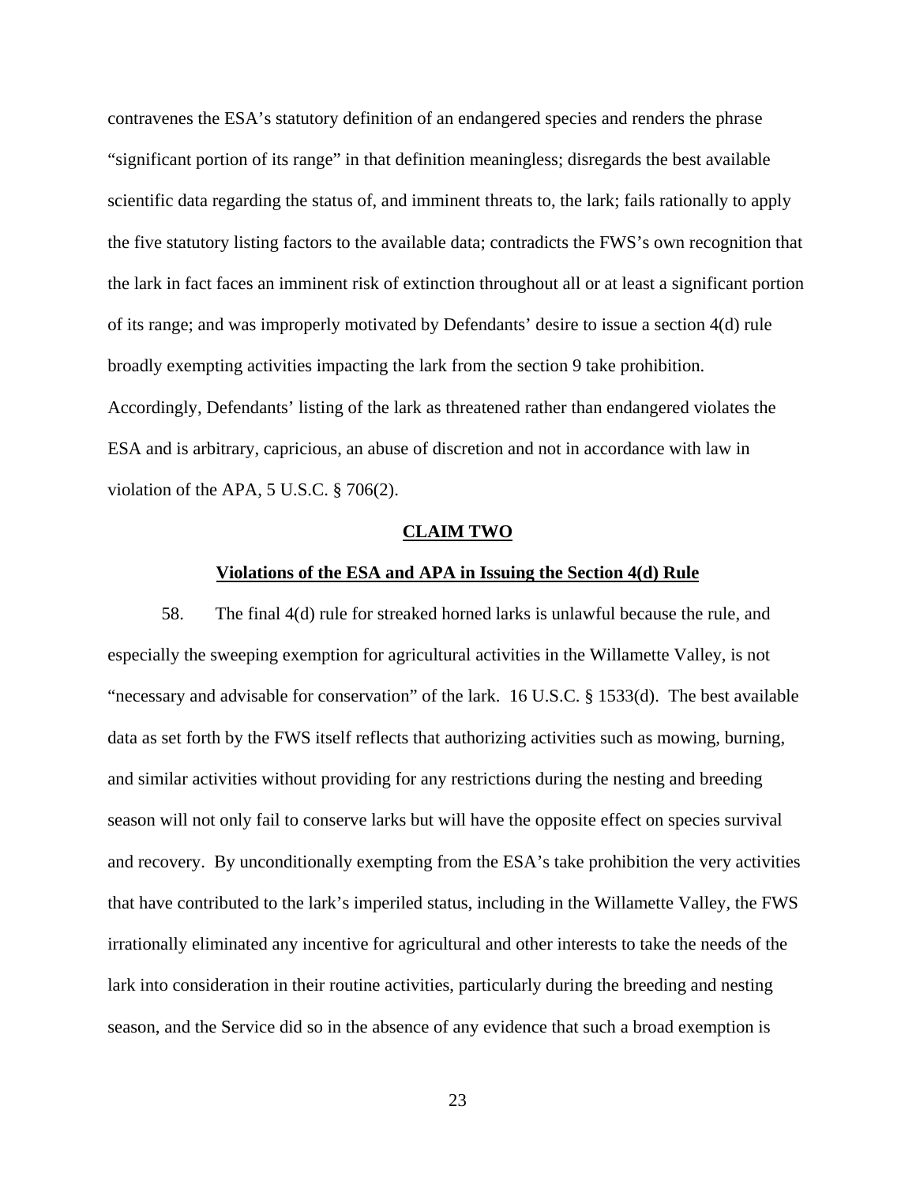contravenes the ESA's statutory definition of an endangered species and renders the phrase "significant portion of its range" in that definition meaningless; disregards the best available scientific data regarding the status of, and imminent threats to, the lark; fails rationally to apply the five statutory listing factors to the available data; contradicts the FWS's own recognition that the lark in fact faces an imminent risk of extinction throughout all or at least a significant portion of its range; and was improperly motivated by Defendants' desire to issue a section 4(d) rule broadly exempting activities impacting the lark from the section 9 take prohibition. Accordingly, Defendants' listing of the lark as threatened rather than endangered violates the ESA and is arbitrary, capricious, an abuse of discretion and not in accordance with law in violation of the APA, 5 U.S.C. § 706(2).

## CLAIM TWO

### Violations of the ESA and APA in Issuing the Section 4(d) Rule

58. The final 4(d) rule for streaked horned larks is unlawful because the rule, and especially the sweeping exemption for agricultural activities in the Willamette Valley, is not "necessary and advisable for conservation" of the lark. 16 U.S.C. § 1533(d). The best available data as set forth by the FWS itself reflects that authorizing activities such as mowing, burning, and similar activities without providing for any restrictions during the nesting and breeding season will not only fail to conserve larks but will have the opposite effect on species survival and recovery. By unconditionally exempting from the ESA's take prohibition the very activities that have contributed to the lark's imperiled status, including in the Willamette Valley, the FWS irrationally eliminated any incentive for agricultural and other interests to take the needs of the lark into consideration in their routine activities, particularly during the breeding and nesting season, and the Service did so in the absence of any evidence that such a broad exemption is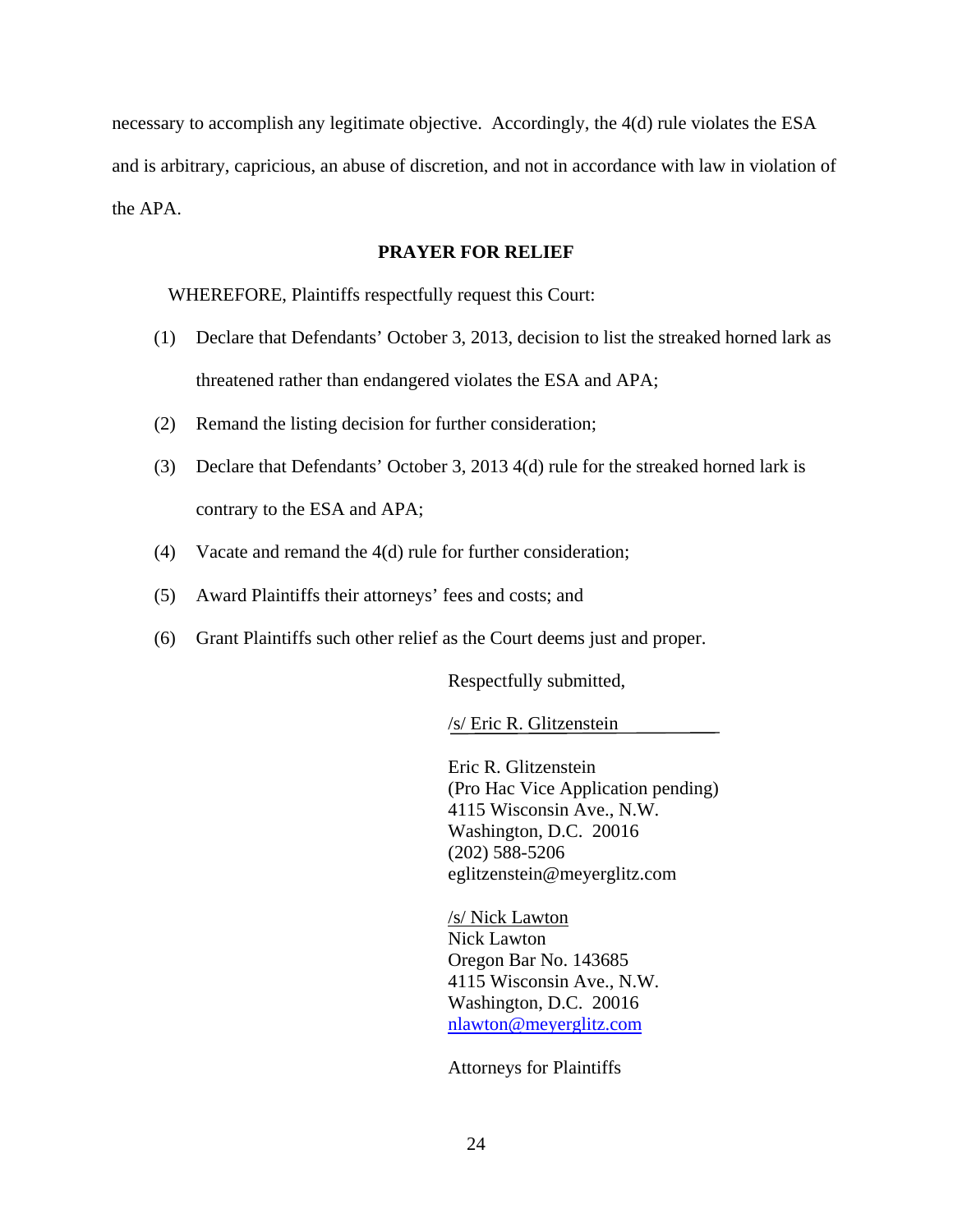necessary to accomplish any legitimate objective. Accordingly, the 4(d) rule violates the ESA and is arbitrary, capricious, an abuse of discretion, and not in accordance with law in violation of the APA.

**PRAYER FOR RELIEF**

WHEREFORE, Plaintiffs respectfully request this Court:

(1) Declare that Defendants' October 3, 2013, decision to list the streaked horned lark as threatened rather than endangered violates the ESA and APA;

(2) Remand the listing decision for further consideration;

(3) Declare that Defendants' October 3, 2013 4(d) rule for the streaked horned lark is contrary to the ESA and APA;

(4) Vacate and remand the 4(d) rule for further consideration;

(5) Award Plaintiffs their attorneys' fees and costs; and

(6) Grant Plaintiffs such other relief as the Court deems just and proper.

Respectfully submitted,

/s/ Eric R. Glitzenstein

Eric R. Glitzenstein
(Pro Hac Vice Application pending)
4115 Wisconsin Ave., N.W.
Washington, D.C. 20016
(202) 588-5206
eglitzenstein@meyerglitz.com

/s/ Nick Lawton
Nick Lawton
Oregon Bar No. 143685
4115 Wisconsin Ave., N.W.
Washington, D.C. 20016
nlawton@meyerglitz.com

Attorneys for Plaintiffs